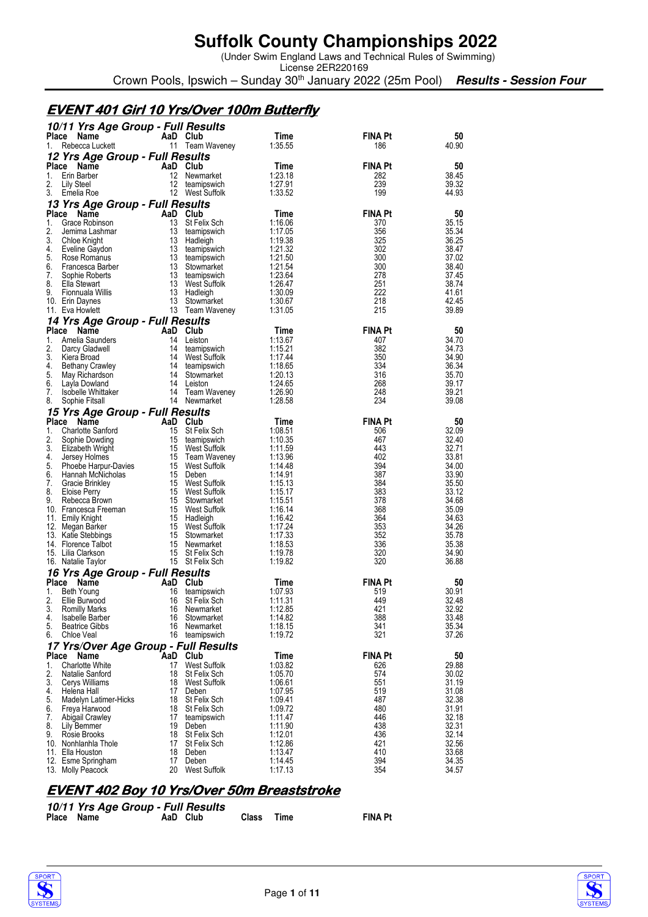# Suffolk County Championships 2022

(Under Swim England Laws and Technical Rules of Swimming)

License 2ER220169

Crown Pools, Ipswich – Sunday 30th January 2022 (25m Pool) ***Results - Session Four***

## EVENT 401 Girl 10 Yrs/Over 100m Butterfly

### 10/11 Yrs Age Group - Full Results

| Place | Name | AaD | Club | Time | FINA Pt | 50 |
|---|---|---|---|---|---|---|
| 1. | Rebecca Luckett | 11 | Team Waveney | 1:35.55 | 186 | 40.90 |

### 12 Yrs Age Group - Full Results

| Place | Name | AaD | Club | Time | FINA Pt | 50 |
|---|---|---|---|---|---|---|
| 1. | Erin Barber | 12 | Newmarket | 1:23.18 | 282 | 38.45 |
| 2. | Lily Steel | 12 | teamipswich | 1:27.91 | 239 | 39.32 |
| 3. | Emelia Roe | 12 | West Suffolk | 1:33.52 | 199 | 44.93 |

### 13 Yrs Age Group - Full Results

| Place | Name | AaD | Club | Time | FINA Pt | 50 |
|---|---|---|---|---|---|---|
| 1. | Grace Robinson | 13 | St Felix Sch | 1:16.06 | 370 | 35.15 |
| 2. | Jemima Lashmar | 13 | teamipswich | 1:17.05 | 356 | 35.34 |
| 3. | Chloe Knight | 13 | Hadleigh | 1:19.38 | 325 | 36.25 |
| 4. | Eveline Gaydon | 13 | teamipswich | 1:21.32 | 302 | 38.47 |
| 5. | Rose Romanus | 13 | teamipswich | 1:21.50 | 300 | 37.02 |
| 6. | Francesca Barber | 13 | Stowmarket | 1:21.54 | 300 | 38.40 |
| 7. | Sophie Roberts | 13 | teamipswich | 1:23.64 | 278 | 37.45 |
| 8. | Ella Stewart | 13 | West Suffolk | 1:26.47 | 251 | 38.74 |
| 9. | Fionnuala Willis | 13 | Hadleigh | 1:30.09 | 222 | 41.61 |
| 10. | Erin Daynes | 13 | Stowmarket | 1:30.67 | 218 | 42.45 |
| 11. | Eva Howlett | 13 | Team Waveney | 1:31.05 | 215 | 39.89 |

### 14 Yrs Age Group - Full Results

| Place | Name | AaD | Club | Time | FINA Pt | 50 |
|---|---|---|---|---|---|---|
| 1. | Amelia Saunders | 14 | Leiston | 1:13.67 | 407 | 34.70 |
| 2. | Darcy Gladwell | 14 | teamipswich | 1:15.21 | 382 | 34.73 |
| 3. | Kiera Broad | 14 | West Suffolk | 1:17.44 | 350 | 34.90 |
| 4. | Bethany Crawley | 14 | teamipswich | 1:18.65 | 334 | 36.34 |
| 5. | May Richardson | 14 | Stowmarket | 1:20.13 | 316 | 35.70 |
| 6. | Layla Dowland | 14 | Leiston | 1:24.65 | 268 | 39.17 |
| 7. | Isobelle Whittaker | 14 | Team Waveney | 1:26.90 | 248 | 39.21 |
| 8. | Sophie Fitsall | 14 | Newmarket | 1:28.58 | 234 | 39.08 |

### 15 Yrs Age Group - Full Results

| Place | Name | AaD | Club | Time | FINA Pt | 50 |
|---|---|---|---|---|---|---|
| 1. | Charlotte Sanford | 15 | St Felix Sch | 1:08.51 | 506 | 32.09 |
| 2. | Sophie Dowding | 15 | teamipswich | 1:10.35 | 467 | 32.40 |
| 3. | Elizabeth Wright | 15 | West Suffolk | 1:11.59 | 443 | 32.71 |
| 4. | Jersey Holmes | 15 | Team Waveney | 1:13.96 | 402 | 33.81 |
| 5. | Phoebe Harpur-Davies | 15 | West Suffolk | 1:14.48 | 394 | 34.00 |
| 6. | Hannah McNicholas | 15 | Deben | 1:14.91 | 387 | 33.90 |
| 7. | Gracie Brinkley | 15 | West Suffolk | 1:15.13 | 384 | 35.50 |
| 8. | Eloise Perry | 15 | West Suffolk | 1:15.17 | 383 | 33.12 |
| 9. | Rebecca Brown | 15 | Stowmarket | 1:15.51 | 378 | 34.68 |
| 10. | Francesca Freeman | 15 | West Suffolk | 1:16.14 | 368 | 35.09 |
| 11. | Emily Knight | 15 | Hadleigh | 1:16.42 | 364 | 34.63 |
| 12. | Megan Barker | 15 | West Suffolk | 1:17.24 | 353 | 34.26 |
| 13. | Katie Stebbings | 15 | Stowmarket | 1:17.33 | 352 | 35.78 |
| 14. | Florence Talbot | 15 | Newmarket | 1:18.53 | 336 | 35.38 |
| 15. | Lilia Clarkson | 15 | St Felix Sch | 1:19.78 | 320 | 34.90 |
| 16. | Natalie Taylor | 15 | St Felix Sch | 1:19.82 | 320 | 36.88 |

### 16 Yrs Age Group - Full Results

| Place | Name | AaD | Club | Time | FINA Pt | 50 |
|---|---|---|---|---|---|---|
| 1. | Beth Young | 16 | teamipswich | 1:07.93 | 519 | 30.91 |
| 2. | Ellie Burwood | 16 | St Felix Sch | 1:11.31 | 449 | 32.48 |
| 3. | Romilly Marks | 16 | Newmarket | 1:12.85 | 421 | 32.92 |
| 4. | Isabelle Barber | 16 | Stowmarket | 1:14.82 | 388 | 33.48 |
| 5. | Beatrice Gibbs | 16 | Newmarket | 1:18.15 | 341 | 35.34 |
| 6. | Chloe Veal | 16 | teamipswich | 1:19.72 | 321 | 37.26 |

### 17 Yrs/Over Age Group - Full Results

| Place | Name | AaD | Club | Time | FINA Pt | 50 |
|---|---|---|---|---|---|---|
| 1. | Charlotte White | 17 | West Suffolk | 1:03.82 | 626 | 29.88 |
| 2. | Natalie Sanford | 18 | St Felix Sch | 1:05.70 | 574 | 30.02 |
| 3. | Cerys Williams | 18 | West Suffolk | 1:06.61 | 551 | 31.19 |
| 4. | Helena Hall | 17 | Deben | 1:07.95 | 519 | 31.08 |
| 5. | Madelyn Latimer-Hicks | 18 | St Felix Sch | 1:09.41 | 487 | 32.38 |
| 6. | Freya Harwood | 18 | St Felix Sch | 1:09.72 | 480 | 31.91 |
| 7. | Abigail Crawley | 17 | teamipswich | 1:11.47 | 446 | 32.18 |
| 8. | Lily Bemmer | 19 | Deben | 1:11.90 | 438 | 32.31 |
| 9. | Rosie Brooks | 18 | St Felix Sch | 1:12.01 | 436 | 32.14 |
| 10. | Nonhlanhla Thole | 17 | St Felix Sch | 1:12.86 | 421 | 32.56 |
| 11. | Ella Houston | 18 | Deben | 1:13.47 | 410 | 33.68 |
| 12. | Esme Springham | 17 | Deben | 1:14.45 | 394 | 34.35 |
| 13. | Molly Peacock | 20 | West Suffolk | 1:17.13 | 354 | 34.57 |

## EVENT 402 Boy 10 Yrs/Over 50m Breaststroke

### 10/11 Yrs Age Group - Full Results

| Place | Name | AaD | Club | Class | Time | FINA Pt |
|---|---|---|---|---|---|---|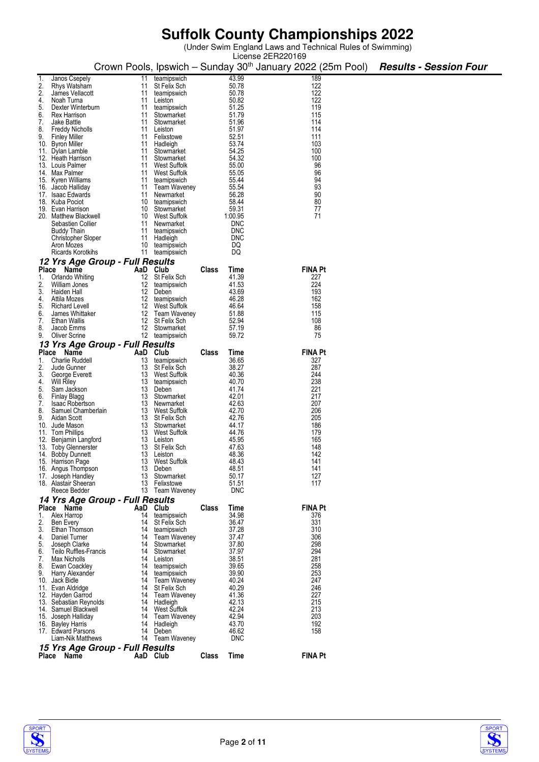# Suffolk County Championships 2022

(Under Swim England Laws and Technical Rules of Swimming)
License 2ER220169

Crown Pools, Ipswich – Sunday 30th January 2022 (25m Pool) ***Results - Session Four***

| Place | Name | AaD | Club | Class | Time | FINA Pt |
|---|---|---|---|---|---|---|
| 1. | Janos Csepely | 11 | teamipswich | | 43.99 | 189 |
| 2. | Rhys Watsham | 11 | St Felix Sch | | 50.78 | 122 |
| 2. | James Vellacott | 11 | teamipswich | | 50.78 | 122 |
| 4. | Noah Turna | 11 | Leiston | | 50.82 | 122 |
| 5. | Dexter Winterburn | 11 | teamipswich | | 51.25 | 119 |
| 6. | Rex Harrison | 11 | Stowmarket | | 51.79 | 115 |
| 7. | Jake Battle | 11 | Stowmarket | | 51.96 | 114 |
| 8. | Freddy Nicholls | 11 | Leiston | | 51.97 | 114 |
| 9. | Finley Miller | 11 | Felixstowe | | 52.51 | 111 |
| 10. | Byron Miller | 11 | Hadleigh | | 53.74 | 103 |
| 11. | Dylan Lamble | 11 | Stowmarket | | 54.25 | 100 |
| 12. | Heath Harrison | 11 | Stowmarket | | 54.32 | 100 |
| 13. | Louis Palmer | 11 | West Suffolk | | 55.00 | 96 |
| 14. | Max Palmer | 11 | West Suffolk | | 55.05 | 96 |
| 15. | Kyren Williams | 11 | teamipswich | | 55.44 | 94 |
| 16. | Jacob Halliday | 11 | Team Waveney | | 55.54 | 93 |
| 17. | Isaac Edwards | 11 | Newmarket | | 56.28 | 90 |
| 18. | Kuba Pociot | 10 | teamipswich | | 58.44 | 80 |
| 19. | Evan Harrison | 10 | Stowmarket | | 59.31 | 77 |
| 20. | Matthew Blackwell | 10 | West Suffolk | | 1:00.95 | 71 |
| | Sebastien Collier | 11 | Newmarket | | DNC | |
| | Buddy Thain | 11 | teamipswich | | DNC | |
| | Christopher Sloper | 11 | Hadleigh | | DNC | |
| | Aron Mozes | 10 | teamipswich | | DQ | |
| | Ricards Korotkihs | 11 | teamipswich | | DQ | |

### *12 Yrs Age Group - Full Results*

| Place | Name | AaD | Club | Class | Time | FINA Pt |
|---|---|---|---|---|---|---|
| 1. | Orlando Whiting | 12 | St Felix Sch | | 41.39 | 227 |
| 2. | William Jones | 12 | teamipswich | | 41.53 | 224 |
| 3. | Haiden Hall | 12 | Deben | | 43.69 | 193 |
| 4. | Attila Mozes | 12 | teamipswich | | 46.28 | 162 |
| 5. | Richard Levell | 12 | West Suffolk | | 46.64 | 158 |
| 6. | James Whittaker | 12 | Team Waveney | | 51.88 | 115 |
| 7. | Ethan Wallis | 12 | St Felix Sch | | 52.94 | 108 |
| 8. | Jacob Emms | 12 | Stowmarket | | 57.19 | 86 |
| 9. | Oliver Scrine | 12 | teamipswich | | 59.72 | 75 |

### *13 Yrs Age Group - Full Results*

| Place | Name | AaD | Club | Class | Time | FINA Pt |
|---|---|---|---|---|---|---|
| 1. | Charlie Ruddell | 13 | teamipswich | | 36.65 | 327 |
| 2. | Jude Gunner | 13 | St Felix Sch | | 38.27 | 287 |
| 3. | George Everett | 13 | West Suffolk | | 40.36 | 244 |
| 4. | Will Riley | 13 | teamipswich | | 40.70 | 238 |
| 5. | Sam Jackson | 13 | Deben | | 41.74 | 221 |
| 6. | Finlay Blagg | 13 | Stowmarket | | 42.01 | 217 |
| 7. | Isaac Robertson | 13 | Newmarket | | 42.63 | 207 |
| 8. | Samuel Chamberlain | 13 | West Suffolk | | 42.70 | 206 |
| 9. | Aidan Scott | 13 | St Felix Sch | | 42.76 | 205 |
| 10. | Jude Mason | 13 | Stowmarket | | 44.17 | 186 |
| 11. | Tom Phillips | 13 | West Suffolk | | 44.76 | 179 |
| 12. | Benjamin Langford | 13 | Leiston | | 45.95 | 165 |
| 13. | Toby Glennerster | 13 | St Felix Sch | | 47.63 | 148 |
| 14. | Bobby Dunnett | 13 | Leiston | | 48.36 | 142 |
| 15. | Harrison Page | 13 | West Suffolk | | 48.43 | 141 |
| 16. | Angus Thompson | 13 | Deben | | 48.51 | 141 |
| 17. | Joseph Handley | 13 | Stowmarket | | 50.17 | 127 |
| 18. | Alastair Sheeran | 13 | Felixstowe | | 51.51 | 117 |
| | Reece Bedder | 13 | Team Waveney | | DNC | |

### *14 Yrs Age Group - Full Results*

| Place | Name | AaD | Club | Class | Time | FINA Pt |
|---|---|---|---|---|---|---|
| 1. | Alex Harrop | 14 | teamipswich | | 34.98 | 376 |
| 2. | Ben Every | 14 | St Felix Sch | | 36.47 | 331 |
| 3. | Ethan Thomson | 14 | teamipswich | | 37.28 | 310 |
| 4. | Daniel Turner | 14 | Team Waveney | | 37.47 | 306 |
| 5. | Joseph Clarke | 14 | Stowmarket | | 37.80 | 298 |
| 6. | Teilo Ruffles-Francis | 14 | Stowmarket | | 37.97 | 294 |
| 7. | Max Nicholls | 14 | Leiston | | 38.51 | 281 |
| 8. | Ewan Coackley | 14 | teamipswich | | 39.65 | 258 |
| 9. | Harry Alexander | 14 | teamipswich | | 39.90 | 253 |
| 10. | Jack Bidle | 14 | Team Waveney | | 40.24 | 247 |
| 11. | Evan Aldridge | 14 | St Felix Sch | | 40.29 | 246 |
| 12. | Hayden Garrod | 14 | Team Waveney | | 41.36 | 227 |
| 13. | Sebastian Reynolds | 14 | Hadleigh | | 42.13 | 215 |
| 14. | Samuel Blackwell | 14 | West Suffolk | | 42.24 | 213 |
| 15. | Joseph Halliday | 14 | Team Waveney | | 42.94 | 203 |
| 16. | Bayley Harris | 14 | Hadleigh | | 43.70 | 192 |
| 17. | Edward Parsons | 14 | Deben | | 46.62 | 158 |
| | Liam-Nik Matthews | 14 | Team Waveney | | DNC | |

### *15 Yrs Age Group - Full Results*

| Place | Name | AaD | Club | Class | Time | FINA Pt |
|---|---|---|---|---|---|---|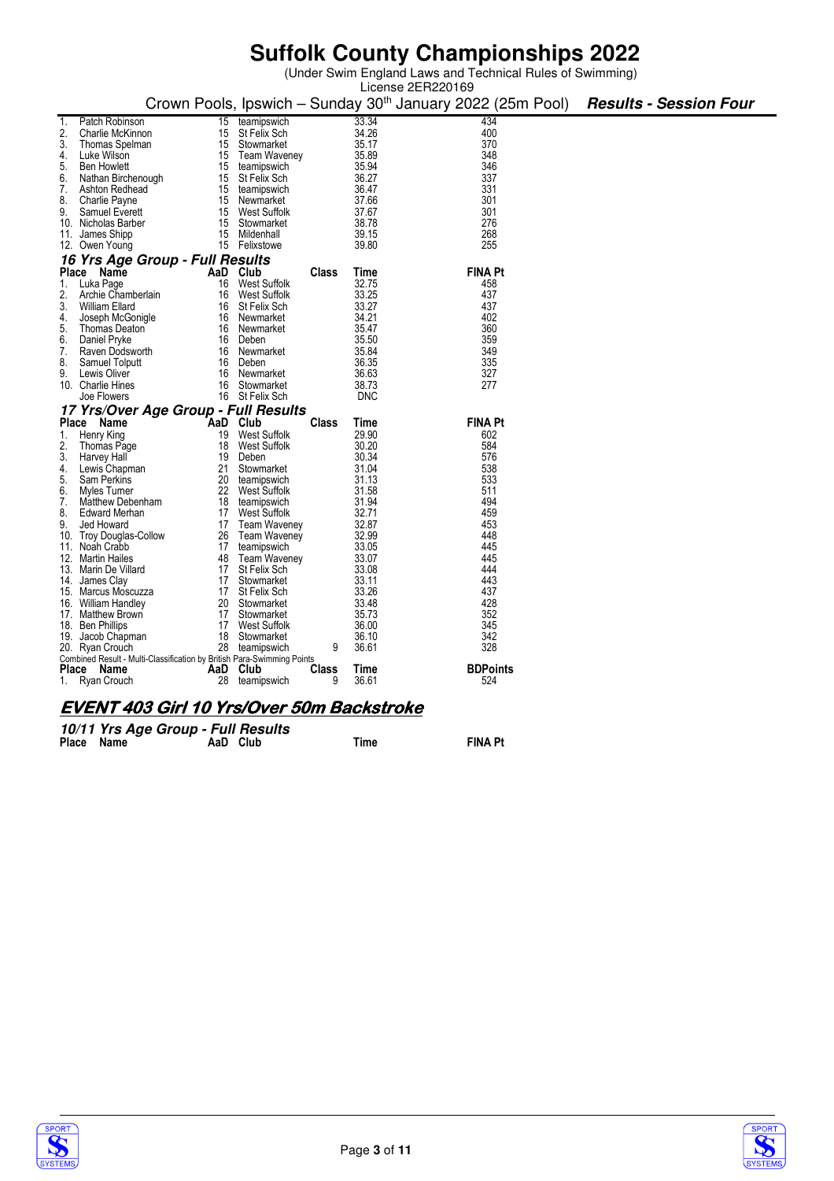| Place | Name | AaD | Club | Time | FINA Pt |
|---|---|---|---|---|---|
| 1. | Patch Robinson | 15 | teamipswich | 33.34 | 434 |
| 2. | Charlie McKinnon | 15 | St Felix Sch | 34.26 | 400 |
| 3. | Thomas Spelman | 15 | Stowmarket | 35.17 | 370 |
| 4. | Luke Wilson | 15 | Team Waveney | 35.89 | 348 |
| 5. | Ben Howlett | 15 | teamipswich | 35.94 | 346 |
| 6. | Nathan Birchenough | 15 | St Felix Sch | 36.27 | 337 |
| 7. | Ashton Redhead | 15 | teamipswich | 36.47 | 331 |
| 8. | Charlie Payne | 15 | Newmarket | 37.66 | 301 |
| 9. | Samuel Everett | 15 | West Suffolk | 37.67 | 301 |
| 10. | Nicholas Barber | 15 | Stowmarket | 38.78 | 276 |
| 11. | James Shipp | 15 | Mildenhall | 39.15 | 268 |
| 12. | Owen Young | 15 | Felixstowe | 39.80 | 255 |

### *16 Yrs Age Group - Full Results*

| Place | Name | AaD | Club | Class | Time | FINA Pt |
|---|---|---|---|---|---|---|
| 1. | Luka Page | 16 | West Suffolk | | 32.75 | 458 |
| 2. | Archie Chamberlain | 16 | West Suffolk | | 33.25 | 437 |
| 3. | William Ellard | 16 | St Felix Sch | | 33.27 | 437 |
| 4. | Joseph McGonigle | 16 | Newmarket | | 34.21 | 402 |
| 5. | Thomas Deaton | 16 | Newmarket | | 35.47 | 360 |
| 6. | Daniel Pryke | 16 | Deben | | 35.50 | 359 |
| 7. | Raven Dodsworth | 16 | Newmarket | | 35.84 | 349 |
| 8. | Samuel Tolputt | 16 | Deben | | 36.35 | 335 |
| 9. | Lewis Oliver | 16 | Newmarket | | 36.63 | 327 |
| 10. | Charlie Hines | 16 | Stowmarket | | 38.73 | 277 |
| | Joe Flowers | 16 | St Felix Sch | | DNC | |

### *17 Yrs/Over Age Group - Full Results*

| Place | Name | AaD | Club | Class | Time | FINA Pt |
|---|---|---|---|---|---|---|
| 1. | Henry King | 19 | West Suffolk | | 29.90 | 602 |
| 2. | Thomas Page | 18 | West Suffolk | | 30.20 | 584 |
| 3. | Harvey Hall | 19 | Deben | | 30.34 | 576 |
| 4. | Lewis Chapman | 21 | Stowmarket | | 31.04 | 538 |
| 5. | Sam Perkins | 20 | teamipswich | | 31.13 | 533 |
| 6. | Myles Turner | 22 | West Suffolk | | 31.58 | 511 |
| 7. | Matthew Debenham | 18 | teamipswich | | 31.94 | 494 |
| 8. | Edward Merhan | 17 | West Suffolk | | 32.71 | 459 |
| 9. | Jed Howard | 17 | Team Waveney | | 32.87 | 453 |
| 10. | Troy Douglas-Collow | 26 | Team Waveney | | 32.99 | 448 |
| 11. | Noah Crabb | 17 | teamipswich | | 33.05 | 445 |
| 12. | Martin Hailes | 48 | Team Waveney | | 33.07 | 445 |
| 13. | Marin De Villard | 17 | St Felix Sch | | 33.08 | 444 |
| 14. | James Clay | 17 | Stowmarket | | 33.11 | 443 |
| 15. | Marcus Moscuzza | 17 | St Felix Sch | | 33.26 | 437 |
| 16. | William Handley | 20 | Stowmarket | | 33.48 | 428 |
| 17. | Matthew Brown | 17 | Stowmarket | | 35.73 | 352 |
| 18. | Ben Phillips | 17 | West Suffolk | | 36.00 | 345 |
| 19. | Jacob Chapman | 18 | Stowmarket | | 36.10 | 342 |
| 20. | Ryan Crouch | 28 | teamipswich | 9 | 36.61 | 328 |

Combined Result - Multi-Classification by British Para-Swimming Points

| Place | Name | AaD | Club | Class | Time | BDPoints |
|---|---|---|---|---|---|---|
| 1. | Ryan Crouch | 28 | teamipswich | 9 | 36.61 | 524 |

## EVENT 403 Girl 10 Yrs/Over 50m Backstroke

### *10/11 Yrs Age Group - Full Results*

| Place | Name | AaD | Club | Time | FINA Pt |
|---|---|---|---|---|---|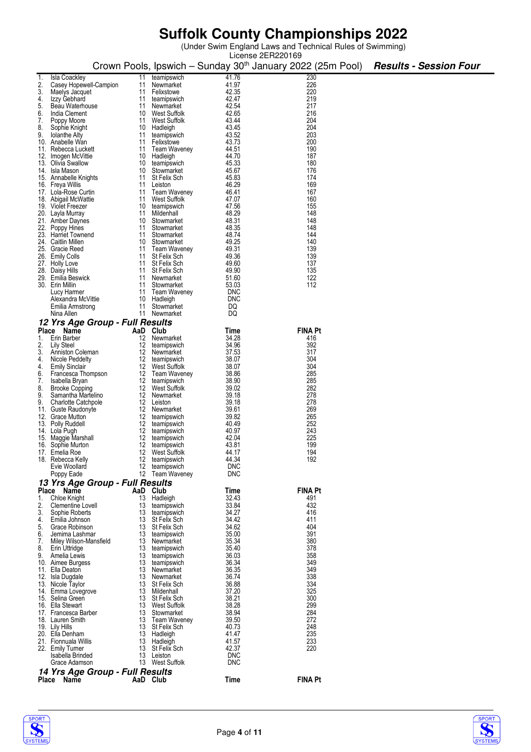# Suffolk County Championships 2022

(Under Swim England Laws and Technical Rules of Swimming)
License 2ER220169

Crown Pools, Ipswich – Sunday 30th January 2022 (25m Pool) ***Results - Session Four***

| Place | Name | AaD | Club | Time | FINA Pt |
|---|---|---|---|---|---|
| 1. | Isla Coackley | 11 | teamipswich | 41.76 | 230 |
| 2. | Casey Hopewell-Campion | 11 | Newmarket | 41.97 | 226 |
| 3. | Maelys Jacquet | 11 | Felixstowe | 42.35 | 220 |
| 4. | Izzy Gebhard | 11 | teamipswich | 42.47 | 219 |
| 5. | Beau Waterhouse | 11 | Newmarket | 42.54 | 217 |
| 6. | India Clement | 10 | West Suffolk | 42.65 | 216 |
| 7. | Poppy Moore | 11 | West Suffolk | 43.44 | 204 |
| 8. | Sophie Knight | 10 | Hadleigh | 43.45 | 204 |
| 9. | Iolanthe Alty | 11 | teamipswich | 43.52 | 203 |
| 10. | Anabelle Wan | 11 | Felixstowe | 43.73 | 200 |
| 11. | Rebecca Luckett | 11 | Team Waveney | 44.51 | 190 |
| 12. | Imogen McVittie | 10 | Hadleigh | 44.70 | 187 |
| 13. | Olivia Swallow | 10 | teamipswich | 45.33 | 180 |
| 14. | Isla Mason | 10 | Stowmarket | 45.67 | 176 |
| 15. | Annabelle Knights | 11 | St Felix Sch | 45.83 | 174 |
| 16. | Freya Willis | 11 | Leiston | 46.29 | 169 |
| 17. | Lola-Rose Curtin | 11 | Team Waveney | 46.41 | 167 |
| 18. | Abigail McWattie | 11 | West Suffolk | 47.07 | 160 |
| 19. | Violet Freezer | 10 | teamipswich | 47.56 | 155 |
| 20. | Layla Murray | 11 | Mildenhall | 48.29 | 148 |
| 21. | Amber Daynes | 10 | Stowmarket | 48.31 | 148 |
| 22. | Poppy Hines | 11 | Stowmarket | 48.35 | 148 |
| 23. | Harriet Townend | 11 | Stowmarket | 48.74 | 144 |
| 24. | Caitlin Millen | 10 | Stowmarket | 49.25 | 140 |
| 25. | Gracie Reed | 11 | Team Waveney | 49.31 | 139 |
| 26. | Emily Colls | 11 | St Felix Sch | 49.36 | 139 |
| 27. | Holly Love | 11 | St Felix Sch | 49.60 | 137 |
| 28. | Daisy Hills | 11 | St Felix Sch | 49.90 | 135 |
| 29. | Emilia Beswick | 11 | Newmarket | 51.60 | 122 |
| 30. | Erin Millin | 11 | Stowmarket | 53.03 | 112 |
| | Lucy Harmer | 11 | Team Waveney | DNC | |
| | Alexandra McVittie | 10 | Hadleigh | DNC | |
| | Emilia Armstrong | 11 | Stowmarket | DQ | |
| | Nina Allen | 11 | Newmarket | DQ | |

### *12 Yrs Age Group - Full Results*

| Place | Name | AaD | Club | Time | FINA Pt |
|---|---|---|---|---|---|
| 1. | Erin Barber | 12 | Newmarket | 34.28 | 416 |
| 2. | Lily Steel | 12 | teamipswich | 34.96 | 392 |
| 3. | Anniston Coleman | 12 | Newmarket | 37.53 | 317 |
| 4. | Nicole Peddelty | 12 | teamipswich | 38.07 | 304 |
| 4. | Emily Sinclair | 12 | West Suffolk | 38.07 | 304 |
| 6. | Francesca Thompson | 12 | Team Waveney | 38.86 | 285 |
| 7. | Isabella Bryan | 12 | teamipswich | 38.90 | 285 |
| 8. | Brooke Copping | 12 | West Suffolk | 39.02 | 282 |
| 9. | Samantha Martelino | 12 | Newmarket | 39.18 | 278 |
| 9. | Charlotte Catchpole | 12 | Leiston | 39.18 | 278 |
| 11. | Guste Raudonyte | 12 | Newmarket | 39.61 | 269 |
| 12. | Grace Mutton | 12 | teamipswich | 39.82 | 265 |
| 13. | Polly Ruddell | 12 | teamipswich | 40.49 | 252 |
| 14. | Lola Pugh | 12 | teamipswich | 40.97 | 243 |
| 15. | Maggie Marshall | 12 | teamipswich | 42.04 | 225 |
| 16. | Sophie Murton | 12 | teamipswich | 43.81 | 199 |
| 17. | Emelia Roe | 12 | West Suffolk | 44.17 | 194 |
| 18. | Rebecca Kelly | 12 | teamipswich | 44.34 | 192 |
| | Evie Woollard | 12 | teamipswich | DNC | |
| | Poppy Eade | 12 | Team Waveney | DNC | |

### *13 Yrs Age Group - Full Results*

| Place | Name | AaD | Club | Time | FINA Pt |
|---|---|---|---|---|---|
| 1. | Chloe Knight | 13 | Hadleigh | 32.43 | 491 |
| 2. | Clementine Lovell | 13 | teamipswich | 33.84 | 432 |
| 3. | Sophie Roberts | 13 | teamipswich | 34.27 | 416 |
| 4. | Emilia Johnson | 13 | St Felix Sch | 34.42 | 411 |
| 5. | Grace Robinson | 13 | St Felix Sch | 34.62 | 404 |
| 6. | Jemima Lashmar | 13 | teamipswich | 35.00 | 391 |
| 7. | Miley Wilson-Mansfield | 13 | Newmarket | 35.34 | 380 |
| 8. | Erin Uttridge | 13 | teamipswich | 35.40 | 378 |
| 9. | Amelia Lewis | 13 | teamipswich | 36.03 | 358 |
| 10. | Aimee Burgess | 13 | teamipswich | 36.34 | 349 |
| 11. | Ella Deaton | 13 | Newmarket | 36.35 | 349 |
| 12. | Isla Dugdale | 13 | Newmarket | 36.74 | 338 |
| 13. | Nicole Taylor | 13 | St Felix Sch | 36.88 | 334 |
| 14. | Emma Lovegrove | 13 | Mildenhall | 37.20 | 325 |
| 15. | Selina Green | 13 | St Felix Sch | 38.21 | 300 |
| 16. | Ella Stewart | 13 | West Suffolk | 38.28 | 299 |
| 17. | Francesca Barber | 13 | Stowmarket | 38.94 | 284 |
| 18. | Lauren Smith | 13 | Team Waveney | 39.50 | 272 |
| 19. | Lily Hills | 13 | St Felix Sch | 40.73 | 248 |
| 20. | Ella Denham | 13 | Hadleigh | 41.47 | 235 |
| 21. | Fionnuala Willis | 13 | Hadleigh | 41.57 | 233 |
| 22. | Emily Turner | 13 | St Felix Sch | 42.37 | 220 |
| | Isabella Brinded | 13 | Leiston | DNC | |
| | Grace Adamson | 13 | West Suffolk | DNC | |

### *14 Yrs Age Group - Full Results*

| Place | Name | AaD | Club | Time | FINA Pt |
|---|---|---|---|---|---|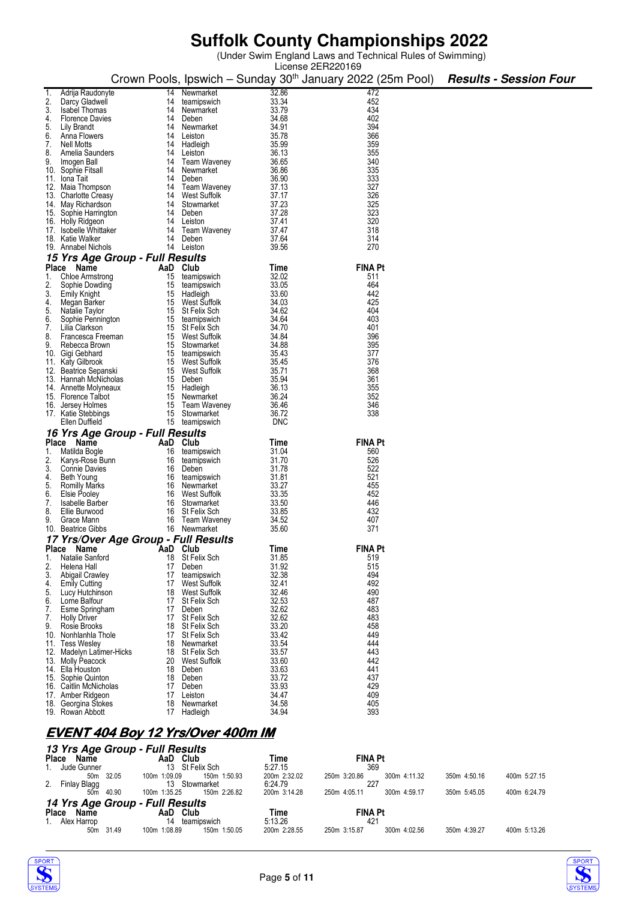# Suffolk County Championships 2022

(Under Swim England Laws and Technical Rules of Swimming)
License 2ER220169

Crown Pools, Ipswich – Sunday 30th January 2022 (25m Pool) ***Results - Session Four***

| Place | Name | AaD | Club | Time | FINA Pt |
|---|---|---|---|---|---|
| 1. | Adrija Raudonyte | 14 | Newmarket | 32.86 | 472 |
| 2. | Darcy Gladwell | 14 | teamipswich | 33.34 | 452 |
| 3. | Isabel Thomas | 14 | Newmarket | 33.79 | 434 |
| 4. | Florence Davies | 14 | Deben | 34.68 | 402 |
| 5. | Lily Brandt | 14 | Newmarket | 34.91 | 394 |
| 6. | Anna Flowers | 14 | Leiston | 35.78 | 366 |
| 7. | Nell Motts | 14 | Hadleigh | 35.99 | 359 |
| 8. | Amelia Saunders | 14 | Leiston | 36.13 | 355 |
| 9. | Imogen Ball | 14 | Team Waveney | 36.65 | 340 |
| 10. | Sophie Fitsall | 14 | Newmarket | 36.86 | 335 |
| 11. | Iona Tait | 14 | Deben | 36.90 | 333 |
| 12. | Maia Thompson | 14 | Team Waveney | 37.13 | 327 |
| 13. | Charlotte Creasy | 14 | West Suffolk | 37.17 | 326 |
| 14. | May Richardson | 14 | Stowmarket | 37.23 | 325 |
| 15. | Sophie Harrington | 14 | Deben | 37.28 | 323 |
| 16. | Holly Ridgeon | 14 | Leiston | 37.41 | 320 |
| 17. | Isobelle Whittaker | 14 | Team Waveney | 37.47 | 318 |
| 18. | Katie Walker | 14 | Deben | 37.64 | 314 |
| 19. | Annabel Nichols | 14 | Leiston | 39.56 | 270 |

### *15 Yrs Age Group - Full Results*

| Place | Name | AaD | Club | Time | FINA Pt |
|---|---|---|---|---|---|
| 1. | Chloe Armstrong | 15 | teamipswich | 32.02 | 511 |
| 2. | Sophie Dowding | 15 | teamipswich | 33.05 | 464 |
| 3. | Emily Knight | 15 | Hadleigh | 33.60 | 442 |
| 4. | Megan Barker | 15 | West Suffolk | 34.03 | 425 |
| 5. | Natalie Taylor | 15 | St Felix Sch | 34.62 | 404 |
| 6. | Sophie Pennington | 15 | teamipswich | 34.64 | 403 |
| 7. | Lilia Clarkson | 15 | St Felix Sch | 34.70 | 401 |
| 8. | Francesca Freeman | 15 | West Suffolk | 34.84 | 396 |
| 9. | Rebecca Brown | 15 | Stowmarket | 34.88 | 395 |
| 10. | Gigi Gebhard | 15 | teamipswich | 35.43 | 377 |
| 11. | Katy Gilbrook | 15 | West Suffolk | 35.45 | 376 |
| 12. | Beatrice Sepanski | 15 | West Suffolk | 35.71 | 368 |
| 13. | Hannah McNicholas | 15 | Deben | 35.94 | 361 |
| 14. | Annette Molyneaux | 15 | Hadleigh | 36.13 | 355 |
| 15. | Florence Talbot | 15 | Newmarket | 36.24 | 352 |
| 16. | Jersey Holmes | 15 | Team Waveney | 36.46 | 346 |
| 17. | Katie Stebbings | 15 | Stowmarket | 36.72 | 338 |
| | Ellen Duffield | 15 | teamipswich | DNC | |

### *16 Yrs Age Group - Full Results*

| Place | Name | AaD | Club | Time | FINA Pt |
|---|---|---|---|---|---|
| 1. | Matilda Bogle | 16 | teamipswich | 31.04 | 560 |
| 2. | Karys-Rose Bunn | 16 | teamipswich | 31.70 | 526 |
| 3. | Connie Davies | 16 | Deben | 31.78 | 522 |
| 4. | Beth Young | 16 | teamipswich | 31.81 | 521 |
| 5. | Romilly Marks | 16 | Newmarket | 33.27 | 455 |
| 6. | Elsie Pooley | 16 | West Suffolk | 33.35 | 452 |
| 7. | Isabelle Barber | 16 | Stowmarket | 33.50 | 446 |
| 8. | Ellie Burwood | 16 | St Felix Sch | 33.85 | 432 |
| 9. | Grace Mann | 16 | Team Waveney | 34.52 | 407 |
| 10. | Beatrice Gibbs | 16 | Newmarket | 35.60 | 371 |

### *17 Yrs/Over Age Group - Full Results*

| Place | Name | AaD | Club | Time | FINA Pt |
|---|---|---|---|---|---|
| 1. | Natalie Sanford | 18 | St Felix Sch | 31.85 | 519 |
| 2. | Helena Hall | 17 | Deben | 31.92 | 515 |
| 3. | Abigail Crawley | 17 | teamipswich | 32.38 | 494 |
| 4. | Emily Cutting | 17 | West Suffolk | 32.41 | 492 |
| 5. | Lucy Hutchinson | 18 | West Suffolk | 32.46 | 490 |
| 6. | Lorne Balfour | 17 | St Felix Sch | 32.53 | 487 |
| 7. | Esme Springham | 17 | Deben | 32.62 | 483 |
| 7. | Holly Driver | 17 | St Felix Sch | 32.62 | 483 |
| 9. | Rosie Brooks | 18 | St Felix Sch | 33.20 | 458 |
| 10. | Nonhlanhla Thole | 17 | St Felix Sch | 33.42 | 449 |
| 11. | Tess Wesley | 18 | Newmarket | 33.54 | 444 |
| 12. | Madelyn Latimer-Hicks | 18 | St Felix Sch | 33.57 | 443 |
| 13. | Molly Peacock | 20 | West Suffolk | 33.60 | 442 |
| 14. | Ella Houston | 18 | Deben | 33.63 | 441 |
| 15. | Sophie Quinton | 18 | Deben | 33.72 | 437 |
| 16. | Caitlin McNicholas | 17 | Deben | 33.93 | 429 |
| 17. | Amber Ridgeon | 17 | Leiston | 34.47 | 409 |
| 18. | Georgina Stokes | 18 | Newmarket | 34.58 | 405 |
| 19. | Rowan Abbott | 17 | Hadleigh | 34.94 | 393 |

## *EVENT 404 Boy 12 Yrs/Over 400m IM*

### *13 Yrs Age Group - Full Results*

| Place | Name | AaD | Club | Time | FINA Pt |
|---|---|---|---|---|---|
| 1. | Jude Gunner | 13 | St Felix Sch | 5:27.15 | 369 |
| | 50m 32.05 | 100m 1:09.09 | 150m 1:50.93 | 200m 2:32.02 | 250m 3:20.86, 300m 4:11.32, 350m 4:50.16, 400m 5:27.15 |
| 2. | Finlay Blagg | 13 | Stowmarket | 6:24.79 | 227 |
| | 50m 40.90 | 100m 1:35.25 | 150m 2:26.82 | 200m 3:14.28 | 250m 4:05.11, 300m 4:59.17, 350m 5:45.05, 400m 6:24.79 |

### *14 Yrs Age Group - Full Results*

| Place | Name | AaD | Club | Time | FINA Pt |
|---|---|---|---|---|---|
| 1. | Alex Harrop | 14 | teamipswich | 5:13.26 | 421 |
| | 50m 31.49 | 100m 1:08.89 | 150m 1:50.05 | 200m 2:28.55 | 250m 3:15.87, 300m 4:02.56, 350m 4:39.27, 400m 5:13.26 |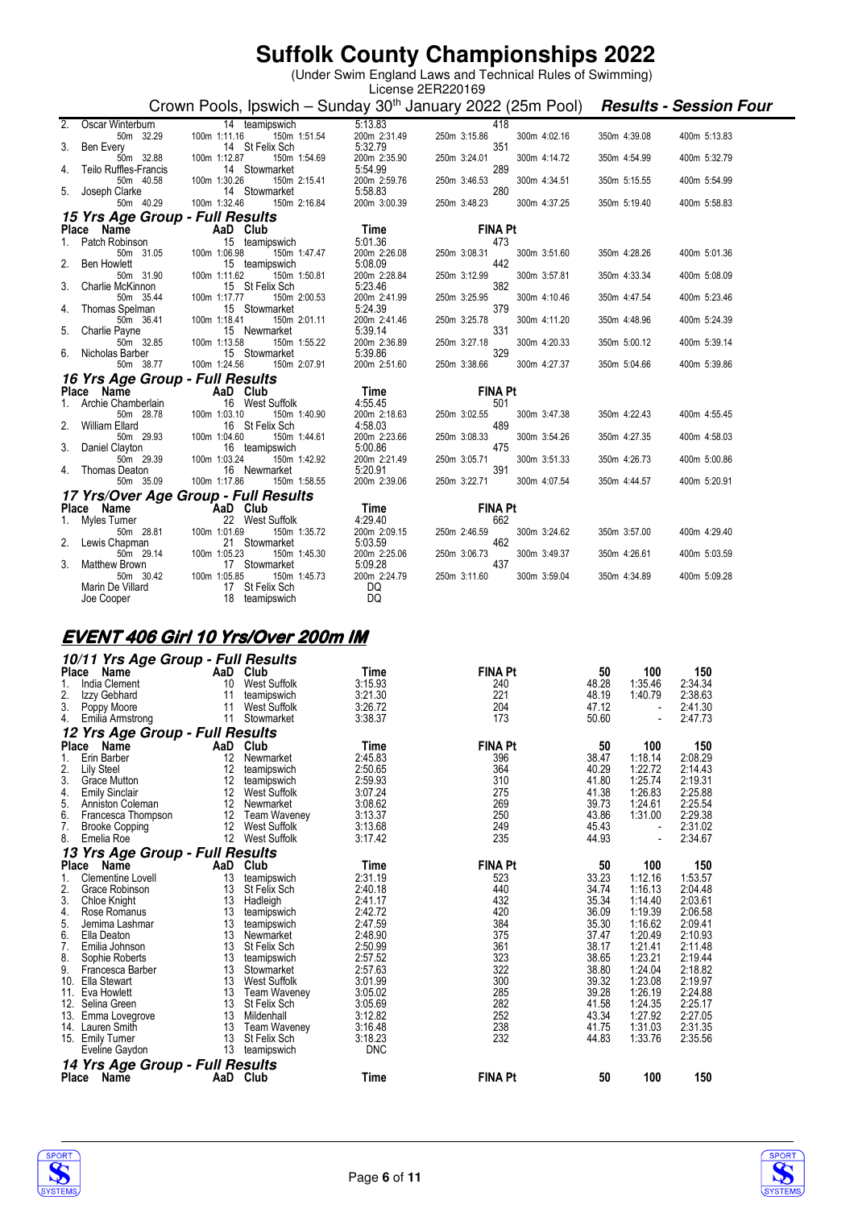# Suffolk County Championships 2022

(Under Swim England Laws and Technical Rules of Swimming)
License 2ER220169

Crown Pools, Ipswich – Sunday 30th January 2022 (25m Pool) ***Results - Session Four***

| Place | Name | AaD | Club | Time | FINA Pt | | | | |
|---|---|---|---|---|---|---|---|---|---|
| 2. | Oscar Winterburn | 14 | teamipswich | 5:13.83 | 418 | | | | |
| | 50m 32.29 | 100m 1:11.16 | 150m 1:51.54 | 200m 2:31.49 | 250m 3:15.86 | 300m 4:02.16 | 350m 4:39.08 | 400m 5:13.83 | |
| 3. | Ben Every | 14 | St Felix Sch | 5:32.79 | 351 | | | | |
| | 50m 32.88 | 100m 1:12.87 | 150m 1:54.69 | 200m 2:35.90 | 250m 3:24.01 | 300m 4:14.72 | 350m 4:54.99 | 400m 5:32.79 | |
| 4. | Teilo Ruffles-Francis | 14 | Stowmarket | 5:54.99 | 289 | | | | |
| | 50m 40.58 | 100m 1:30.26 | 150m 2:15.41 | 200m 2:59.76 | 250m 3:46.53 | 300m 4:34.51 | 350m 5:15.55 | 400m 5:54.99 | |
| 5. | Joseph Clarke | 14 | Stowmarket | 5:58.83 | 280 | | | | |
| | 50m 40.29 | 100m 1:32.46 | 150m 2:16.84 | 200m 3:00.39 | 250m 3:48.23 | 300m 4:37.25 | 350m 5:19.40 | 400m 5:58.83 | |

### 15 Yrs Age Group - Full Results

| Place | Name | AaD | Club | Time | FINA Pt | | | | |
|---|---|---|---|---|---|---|---|---|---|
| 1. | Patch Robinson | 15 | teamipswich | 5:01.36 | 473 | | | | |
| | 50m 31.05 | 100m 1:06.98 | 150m 1:47.47 | 200m 2:26.08 | 250m 3:08.31 | 300m 3:51.60 | 350m 4:28.26 | 400m 5:01.36 | |
| 2. | Ben Howlett | 15 | teamipswich | 5:08.09 | 442 | | | | |
| | 50m 31.90 | 100m 1:11.62 | 150m 1:50.81 | 200m 2:28.84 | 250m 3:12.99 | 300m 3:57.81 | 350m 4:33.34 | 400m 5:08.09 | |
| 3. | Charlie McKinnon | 15 | St Felix Sch | 5:23.46 | 382 | | | | |
| | 50m 35.44 | 100m 1:17.77 | 150m 2:00.53 | 200m 2:41.99 | 250m 3:25.95 | 300m 4:10.46 | 350m 4:47.54 | 400m 5:23.46 | |
| 4. | Thomas Spelman | 15 | Stowmarket | 5:24.39 | 379 | | | | |
| | 50m 36.41 | 100m 1:18.41 | 150m 2:01.11 | 200m 2:41.46 | 250m 3:25.78 | 300m 4:11.20 | 350m 4:48.96 | 400m 5:24.39 | |
| 5. | Charlie Payne | 15 | Newmarket | 5:39.14 | 331 | | | | |
| | 50m 32.85 | 100m 1:13.58 | 150m 1:55.22 | 200m 2:36.89 | 250m 3:27.18 | 300m 4:20.33 | 350m 5:00.12 | 400m 5:39.14 | |
| 6. | Nicholas Barber | 15 | Stowmarket | 5:39.86 | 329 | | | | |
| | 50m 38.77 | 100m 1:24.56 | 150m 2:07.91 | 200m 2:51.60 | 250m 3:38.66 | 300m 4:27.37 | 350m 5:04.66 | 400m 5:39.86 | |

### 16 Yrs Age Group - Full Results

| Place | Name | AaD | Club | Time | FINA Pt | | | | |
|---|---|---|---|---|---|---|---|---|---|
| 1. | Archie Chamberlain | 16 | West Suffolk | 4:55.45 | 501 | | | | |
| | 50m 28.78 | 100m 1:03.10 | 150m 1:40.90 | 200m 2:18.63 | 250m 3:02.55 | 300m 3:47.38 | 350m 4:22.43 | 400m 4:55.45 | |
| 2. | William Ellard | 16 | St Felix Sch | 4:58.03 | 489 | | | | |
| | 50m 29.93 | 100m 1:04.60 | 150m 1:44.61 | 200m 2:23.66 | 250m 3:08.33 | 300m 3:54.26 | 350m 4:27.35 | 400m 4:58.03 | |
| 3. | Daniel Clayton | 16 | teamipswich | 5:00.86 | 475 | | | | |
| | 50m 29.39 | 100m 1:03.24 | 150m 1:42.92 | 200m 2:21.49 | 250m 3:05.71 | 300m 3:51.33 | 350m 4:26.73 | 400m 5:00.86 | |
| 4. | Thomas Deaton | 16 | Newmarket | 5:20.91 | 391 | | | | |
| | 50m 35.09 | 100m 1:17.86 | 150m 1:58.55 | 200m 2:39.06 | 250m 3:22.71 | 300m 4:07.54 | 350m 4:44.57 | 400m 5:20.91 | |

### 17 Yrs/Over Age Group - Full Results

| Place | Name | AaD | Club | Time | FINA Pt | | | | |
|---|---|---|---|---|---|---|---|---|---|
| 1. | Myles Turner | 22 | West Suffolk | 4:29.40 | 662 | | | | |
| | 50m 28.81 | 100m 1:01.69 | 150m 1:35.72 | 200m 2:09.15 | 250m 2:46.59 | 300m 3:24.62 | 350m 3:57.00 | 400m 4:29.40 | |
| 2. | Lewis Chapman | 21 | Stowmarket | 5:03.59 | 462 | | | | |
| | 50m 29.14 | 100m 1:05.23 | 150m 1:45.30 | 200m 2:25.06 | 250m 3:06.73 | 300m 3:49.37 | 350m 4:26.61 | 400m 5:03.59 | |
| 3. | Matthew Brown | 17 | Stowmarket | 5:09.28 | 437 | | | | |
| | 50m 30.42 | 100m 1:05.85 | 150m 1:45.73 | 200m 2:24.79 | 250m 3:11.60 | 300m 3:59.04 | 350m 4:34.89 | 400m 5:09.28 | |
| | Marin De Villard | 17 | St Felix Sch | DQ | | | | | |
| | Joe Cooper | 18 | teamipswich | DQ | | | | | |

## EVENT 406 Girl 10 Yrs/Over 200m IM

### 10/11 Yrs Age Group - Full Results

| Place | Name | AaD | Club | Time | FINA Pt | 50 | 100 | 150 |
|---|---|---|---|---|---|---|---|---|
| 1. | India Clement | 10 | West Suffolk | 3:15.93 | 240 | 48.28 | 1:35.46 | 2:34.34 |
| 2. | Izzy Gebhard | 11 | teamipswich | 3:21.30 | 221 | 48.19 | 1:40.79 | 2:38.63 |
| 3. | Poppy Moore | 11 | West Suffolk | 3:26.72 | 204 | 47.12 | - | 2:41.30 |
| 4. | Emilia Armstrong | 11 | Stowmarket | 3:38.37 | 173 | 50.60 | - | 2:47.73 |

### 12 Yrs Age Group - Full Results

| Place | Name | AaD | Club | Time | FINA Pt | 50 | 100 | 150 |
|---|---|---|---|---|---|---|---|---|
| 1. | Erin Barber | 12 | Newmarket | 2:45.83 | 396 | 38.47 | 1:18.14 | 2:08.29 |
| 2. | Lily Steel | 12 | teamipswich | 2:50.65 | 364 | 40.29 | 1:22.72 | 2:14.43 |
| 3. | Grace Mutton | 12 | teamipswich | 2:59.93 | 310 | 41.80 | 1:25.74 | 2:19.31 |
| 4. | Emily Sinclair | 12 | West Suffolk | 3:07.24 | 275 | 41.38 | 1:26.83 | 2:25.88 |
| 5. | Anniston Coleman | 12 | Newmarket | 3:08.62 | 269 | 39.73 | 1:24.61 | 2:25.54 |
| 6. | Francesca Thompson | 12 | Team Waveney | 3:13.37 | 250 | 43.86 | 1:31.00 | 2:29.38 |
| 7. | Brooke Copping | 12 | West Suffolk | 3:13.68 | 249 | 45.43 | - | 2:31.02 |
| 8. | Emelia Roe | 12 | West Suffolk | 3:17.42 | 235 | 44.93 | - | 2:34.67 |

### 13 Yrs Age Group - Full Results

| Place | Name | AaD | Club | Time | FINA Pt | 50 | 100 | 150 |
|---|---|---|---|---|---|---|---|---|
| 1. | Clementine Lovell | 13 | teamipswich | 2:31.19 | 523 | 33.23 | 1:12.16 | 1:53.57 |
| 2. | Grace Robinson | 13 | St Felix Sch | 2:40.18 | 440 | 34.74 | 1:16.13 | 2:04.48 |
| 3. | Chloe Knight | 13 | Hadleigh | 2:41.17 | 432 | 35.34 | 1:14.40 | 2:03.61 |
| 4. | Rose Romanus | 13 | teamipswich | 2:42.72 | 420 | 36.09 | 1:19.39 | 2:06.58 |
| 5. | Jemima Lashmar | 13 | teamipswich | 2:47.59 | 384 | 35.30 | 1:16.62 | 2:09.41 |
| 6. | Ella Deaton | 13 | Newmarket | 2:48.90 | 375 | 37.47 | 1:20.49 | 2:10.93 |
| 7. | Emilia Johnson | 13 | St Felix Sch | 2:50.99 | 361 | 38.17 | 1:21.41 | 2:11.48 |
| 8. | Sophie Roberts | 13 | teamipswich | 2:57.52 | 323 | 38.65 | 1:23.21 | 2:19.44 |
| 9. | Francesca Barber | 13 | Stowmarket | 2:57.63 | 322 | 38.80 | 1:24.04 | 2:18.82 |
| 10. | Ella Stewart | 13 | West Suffolk | 3:01.99 | 300 | 39.32 | 1:23.08 | 2:19.97 |
| 11. | Eva Howlett | 13 | Team Waveney | 3:05.02 | 285 | 39.28 | 1:26.19 | 2:24.88 |
| 12. | Selina Green | 13 | St Felix Sch | 3:05.69 | 282 | 41.58 | 1:24.35 | 2:25.17 |
| 13. | Emma Lovegrove | 13 | Mildenhall | 3:12.82 | 252 | 43.34 | 1:27.92 | 2:27.05 |
| 14. | Lauren Smith | 13 | Team Waveney | 3:16.48 | 238 | 41.75 | 1:31.03 | 2:31.35 |
| 15. | Emily Turner | 13 | St Felix Sch | 3:18.23 | 232 | 44.83 | 1:33.76 | 2:35.56 |
| | Eveline Gaydon | 13 | teamipswich | DNC | | | | |

### 14 Yrs Age Group - Full Results

| Place | Name | AaD | Club | Time | FINA Pt | 50 | 100 | 150 |
|---|---|---|---|---|---|---|---|---|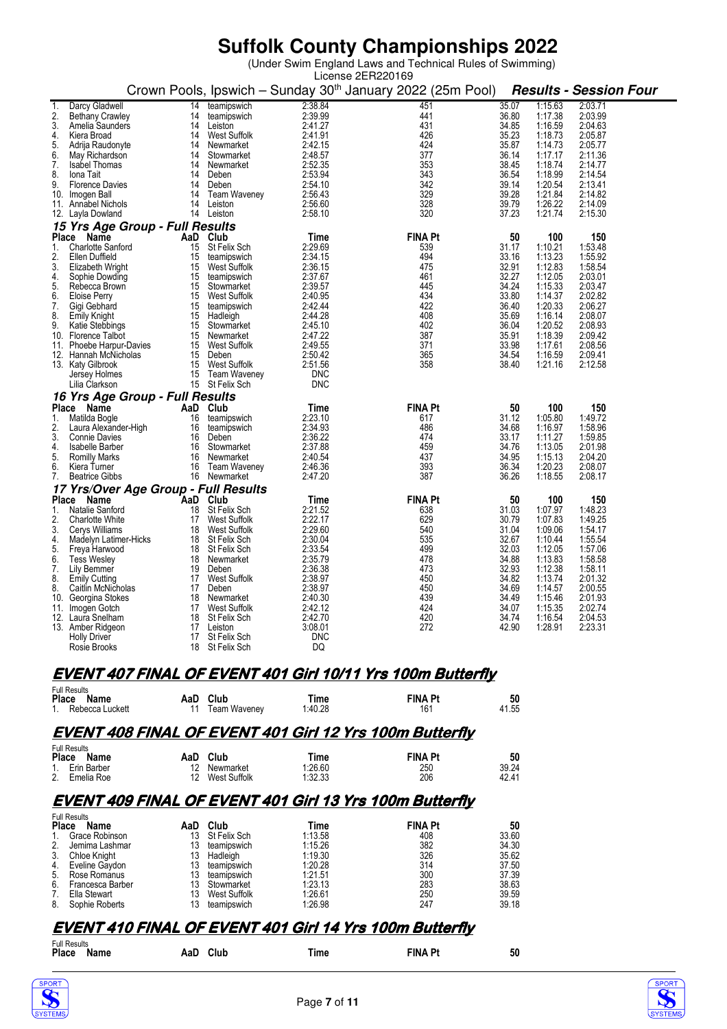# Suffolk County Championships 2022

(Under Swim England Laws and Technical Rules of Swimming)
License 2ER220169

Crown Pools, Ipswich – Sunday 30th January 2022 (25m Pool) ***Results - Session Four***

| Place | Name | AaD | Club | Time | FINA Pt | 50 | 100 | 150 |
|---|---|---|---|---|---|---|---|---|
| 1. | Darcy Gladwell | 14 | teamipswich | 2:38.84 | 451 | 35.07 | 1:15.63 | 2:03.71 |
| 2. | Bethany Crawley | 14 | teamipswich | 2:39.99 | 441 | 36.80 | 1:17.38 | 2:03.99 |
| 3. | Amelia Saunders | 14 | Leiston | 2:41.27 | 431 | 34.85 | 1:16.59 | 2:04.63 |
| 4. | Kiera Broad | 14 | West Suffolk | 2:41.91 | 426 | 35.23 | 1:18.73 | 2:05.87 |
| 5. | Adrija Raudonyte | 14 | Newmarket | 2:42.15 | 424 | 35.87 | 1:14.73 | 2:05.77 |
| 6. | May Richardson | 14 | Stowmarket | 2:48.57 | 377 | 36.14 | 1:17.17 | 2:11.36 |
| 7. | Isabel Thomas | 14 | Newmarket | 2:52.35 | 353 | 38.45 | 1:18.74 | 2:14.77 |
| 8. | Iona Tait | 14 | Deben | 2:53.94 | 343 | 36.54 | 1:18.99 | 2:14.54 |
| 9. | Florence Davies | 14 | Deben | 2:54.10 | 342 | 39.14 | 1:20.54 | 2:13.41 |
| 10. | Imogen Ball | 14 | Team Waveney | 2:56.43 | 329 | 39.28 | 1:21.84 | 2:14.82 |
| 11. | Annabel Nichols | 14 | Leiston | 2:56.60 | 328 | 39.79 | 1:26.22 | 2:14.09 |
| 12. | Layla Dowland | 14 | Leiston | 2:58.10 | 320 | 37.23 | 1:21.74 | 2:15.30 |

### 15 Yrs Age Group - Full Results

| Place | Name | AaD | Club | Time | FINA Pt | 50 | 100 | 150 |
|---|---|---|---|---|---|---|---|---|
| 1. | Charlotte Sanford | 15 | St Felix Sch | 2:29.69 | 539 | 31.17 | 1:10.21 | 1:53.48 |
| 2. | Ellen Duffield | 15 | teamipswich | 2:34.15 | 494 | 33.16 | 1:13.23 | 1:55.92 |
| 3. | Elizabeth Wright | 15 | West Suffolk | 2:36.15 | 475 | 32.91 | 1:12.83 | 1:58.54 |
| 4. | Sophie Dowding | 15 | teamipswich | 2:37.67 | 461 | 32.27 | 1:12.05 | 2:03.01 |
| 5. | Rebecca Brown | 15 | Stowmarket | 2:39.57 | 445 | 34.24 | 1:15.33 | 2:03.47 |
| 6. | Eloise Perry | 15 | West Suffolk | 2:40.95 | 434 | 33.80 | 1:14.37 | 2:02.82 |
| 7. | Gigi Gebhard | 15 | teamipswich | 2:42.44 | 422 | 36.40 | 1:20.33 | 2:06.27 |
| 8. | Emily Knight | 15 | Hadleigh | 2:44.28 | 408 | 35.69 | 1:16.14 | 2:08.07 |
| 9. | Katie Stebbings | 15 | Stowmarket | 2:45.10 | 402 | 36.04 | 1:20.52 | 2:08.93 |
| 10. | Florence Talbot | 15 | Newmarket | 2:47.22 | 387 | 35.91 | 1:18.39 | 2:09.42 |
| 11. | Phoebe Harpur-Davies | 15 | West Suffolk | 2:49.55 | 371 | 33.98 | 1:17.61 | 2:08.56 |
| 12. | Hannah McNicholas | 15 | Deben | 2:50.42 | 365 | 34.54 | 1:16.59 | 2:09.41 |
| 13. | Katy Gilbrook | 15 | West Suffolk | 2:51.56 | 358 | 38.40 | 1:21.16 | 2:12.58 |
| | Jersey Holmes | 15 | Team Waveney | DNC | | | | |
| | Lilia Clarkson | 15 | St Felix Sch | DNC | | | | |

### 16 Yrs Age Group - Full Results

| Place | Name | AaD | Club | Time | FINA Pt | 50 | 100 | 150 |
|---|---|---|---|---|---|---|---|---|
| 1. | Matilda Bogle | 16 | teamipswich | 2:23.10 | 617 | 31.12 | 1:05.80 | 1:49.72 |
| 2. | Laura Alexander-High | 16 | teamipswich | 2:34.93 | 486 | 34.68 | 1:16.97 | 1:58.96 |
| 3. | Connie Davies | 16 | Deben | 2:36.22 | 474 | 33.17 | 1:11.27 | 1:59.85 |
| 4. | Isabelle Barber | 16 | Stowmarket | 2:37.88 | 459 | 34.76 | 1:13.05 | 2:01.98 |
| 5. | Romilly Marks | 16 | Newmarket | 2:40.54 | 437 | 34.95 | 1:15.13 | 2:04.20 |
| 6. | Kiera Turner | 16 | Team Waveney | 2:46.36 | 393 | 36.34 | 1:20.23 | 2:08.07 |
| 7. | Beatrice Gibbs | 16 | Newmarket | 2:47.20 | 387 | 36.26 | 1:18.55 | 2:08.17 |

### 17 Yrs/Over Age Group - Full Results

| Place | Name | AaD | Club | Time | FINA Pt | 50 | 100 | 150 |
|---|---|---|---|---|---|---|---|---|
| 1. | Natalie Sanford | 18 | St Felix Sch | 2:21.52 | 638 | 31.03 | 1:07.97 | 1:48.23 |
| 2. | Charlotte White | 17 | West Suffolk | 2:22.17 | 629 | 30.79 | 1:07.83 | 1:49.25 |
| 3. | Cerys Williams | 18 | West Suffolk | 2:29.60 | 540 | 31.04 | 1:09.06 | 1:54.17 |
| 4. | Madelyn Latimer-Hicks | 18 | St Felix Sch | 2:30.04 | 535 | 32.67 | 1:10.44 | 1:55.54 |
| 5. | Freya Harwood | 18 | St Felix Sch | 2:33.54 | 499 | 32.03 | 1:12.05 | 1:57.06 |
| 6. | Tess Wesley | 18 | Newmarket | 2:35.79 | 478 | 34.88 | 1:13.83 | 1:58.58 |
| 7. | Lily Bemmer | 19 | Deben | 2:36.38 | 473 | 32.93 | 1:12.38 | 1:58.11 |
| 8. | Emily Cutting | 17 | West Suffolk | 2:38.97 | 450 | 34.82 | 1:13.74 | 2:01.32 |
| 8. | Caitlin McNicholas | 17 | Deben | 2:38.97 | 450 | 34.69 | 1:14.57 | 2:00.55 |
| 10. | Georgina Stokes | 18 | Newmarket | 2:40.30 | 439 | 34.49 | 1:15.46 | 2:01.93 |
| 11. | Imogen Gotch | 17 | West Suffolk | 2:42.12 | 424 | 34.07 | 1:15.35 | 2:02.74 |
| 12. | Laura Snelham | 18 | St Felix Sch | 2:42.70 | 420 | 34.74 | 1:16.54 | 2:04.53 |
| 13. | Amber Ridgeon | 17 | Leiston | 3:08.01 | 272 | 42.90 | 1:28.91 | 2:23.31 |
| | Holly Driver | 17 | St Felix Sch | DNC | | | | |
| | Rosie Brooks | 18 | St Felix Sch | DQ | | | | |

## EVENT 407 FINAL OF EVENT 401 Girl 10/11 Yrs 100m Butterfly

Full Results

| Place | Name | AaD | Club | Time | FINA Pt | 50 |
|---|---|---|---|---|---|---|
| 1. | Rebecca Luckett | 11 | Team Waveney | 1:40.28 | 161 | 41.55 |

## EVENT 408 FINAL OF EVENT 401 Girl 12 Yrs 100m Butterfly

Full Results

| Place | Name | AaD | Club | Time | FINA Pt | 50 |
|---|---|---|---|---|---|---|
| 1. | Erin Barber | 12 | Newmarket | 1:26.60 | 250 | 39.24 |
| 2. | Emelia Roe | 12 | West Suffolk | 1:32.33 | 206 | 42.41 |

## EVENT 409 FINAL OF EVENT 401 Girl 13 Yrs 100m Butterfly

Full Results

| Place | Name | AaD | Club | Time | FINA Pt | 50 |
|---|---|---|---|---|---|---|
| 1. | Grace Robinson | 13 | St Felix Sch | 1:13.58 | 408 | 33.60 |
| 2. | Jemima Lashmar | 13 | teamipswich | 1:15.26 | 382 | 34.30 |
| 3. | Chloe Knight | 13 | Hadleigh | 1:19.30 | 326 | 35.62 |
| 4. | Eveline Gaydon | 13 | teamipswich | 1:20.28 | 314 | 37.50 |
| 5. | Rose Romanus | 13 | teamipswich | 1:21.51 | 300 | 37.39 |
| 6. | Francesca Barber | 13 | Stowmarket | 1:23.13 | 283 | 38.63 |
| 7. | Ella Stewart | 13 | West Suffolk | 1:26.61 | 250 | 39.59 |
| 8. | Sophie Roberts | 13 | teamipswich | 1:26.98 | 247 | 39.18 |

## EVENT 410 FINAL OF EVENT 401 Girl 14 Yrs 100m Butterfly

Full Results

| Place | Name | AaD | Club | Time | FINA Pt | 50 |
|---|---|---|---|---|---|---|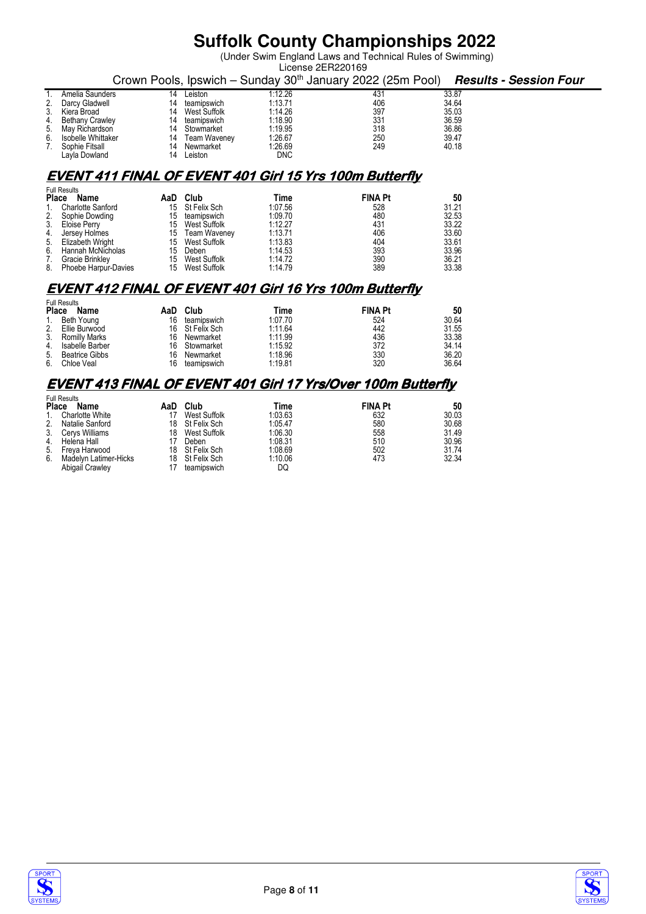# Suffolk County Championships 2022

(Under Swim England Laws and Technical Rules of Swimming)
License 2ER220169

Crown Pools, Ipswich – Sunday 30th January 2022 (25m Pool) ***Results - Session Four***

| Place | Name | AaD | Club | Time | FINA Pt | 50 |
|---|---|---|---|---|---|---|
| 1. | Amelia Saunders | 14 | Leiston | 1:12.26 | 431 | 33.87 |
| 2. | Darcy Gladwell | 14 | teamipswich | 1:13.71 | 406 | 34.64 |
| 3. | Kiera Broad | 14 | West Suffolk | 1:14.26 | 397 | 35.03 |
| 4. | Bethany Crawley | 14 | teamipswich | 1:18.90 | 331 | 36.59 |
| 5. | May Richardson | 14 | Stowmarket | 1:19.95 | 318 | 36.86 |
| 6. | Isobelle Whittaker | 14 | Team Waveney | 1:26.67 | 250 | 39.47 |
| 7. | Sophie Fitsall | 14 | Newmarket | 1:26.69 | 249 | 40.18 |
| | Layla Dowland | 14 | Leiston | DNC | | |

## EVENT 411 FINAL OF EVENT 401 Girl 15 Yrs 100m Butterfly

Full Results

| Place | Name | AaD | Club | Time | FINA Pt | 50 |
|---|---|---|---|---|---|---|
| 1. | Charlotte Sanford | 15 | St Felix Sch | 1:07.56 | 528 | 31.21 |
| 2. | Sophie Dowding | 15 | teamipswich | 1:09.70 | 480 | 32.53 |
| 3. | Eloise Perry | 15 | West Suffolk | 1:12.27 | 431 | 33.22 |
| 4. | Jersey Holmes | 15 | Team Waveney | 1:13.71 | 406 | 33.60 |
| 5. | Elizabeth Wright | 15 | West Suffolk | 1:13.83 | 404 | 33.61 |
| 6. | Hannah McNicholas | 15 | Deben | 1:14.53 | 393 | 33.96 |
| 7. | Gracie Brinkley | 15 | West Suffolk | 1:14.72 | 390 | 36.21 |
| 8. | Phoebe Harpur-Davies | 15 | West Suffolk | 1:14.79 | 389 | 33.38 |

## EVENT 412 FINAL OF EVENT 401 Girl 16 Yrs 100m Butterfly

Full Results

| Place | Name | AaD | Club | Time | FINA Pt | 50 |
|---|---|---|---|---|---|---|
| 1. | Beth Young | 16 | teamipswich | 1:07.70 | 524 | 30.64 |
| 2. | Ellie Burwood | 16 | St Felix Sch | 1:11.64 | 442 | 31.55 |
| 3. | Romilly Marks | 16 | Newmarket | 1:11.99 | 436 | 33.38 |
| 4. | Isabelle Barber | 16 | Stowmarket | 1:15.92 | 372 | 34.14 |
| 5. | Beatrice Gibbs | 16 | Newmarket | 1:18.96 | 330 | 36.20 |
| 6. | Chloe Veal | 16 | teamipswich | 1:19.81 | 320 | 36.64 |

## EVENT 413 FINAL OF EVENT 401 Girl 17 Yrs/Over 100m Butterfly

Full Results

| Place | Name | AaD | Club | Time | FINA Pt | 50 |
|---|---|---|---|---|---|---|
| 1. | Charlotte White | 17 | West Suffolk | 1:03.63 | 632 | 30.03 |
| 2. | Natalie Sanford | 18 | St Felix Sch | 1:05.47 | 580 | 30.68 |
| 3. | Cerys Williams | 18 | West Suffolk | 1:06.30 | 558 | 31.49 |
| 4. | Helena Hall | 17 | Deben | 1:08.31 | 510 | 30.96 |
| 5. | Freya Harwood | 18 | St Felix Sch | 1:08.69 | 502 | 31.74 |
| 6. | Madelyn Latimer-Hicks | 18 | St Felix Sch | 1:10.06 | 473 | 32.34 |
| | Abigail Crawley | 17 | teamipswich | DQ | | |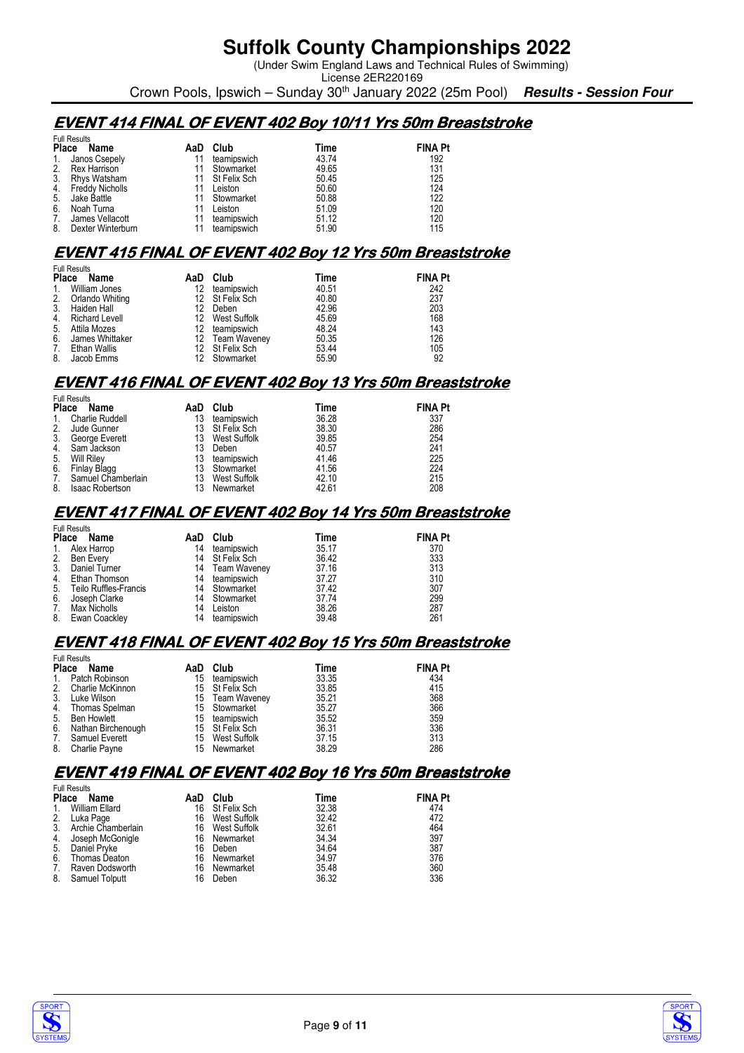# Suffolk County Championships 2022

(Under Swim England Laws and Technical Rules of Swimming)
License 2ER220169

Crown Pools, Ipswich – Sunday 30th January 2022 (25m Pool) ***Results - Session Four***

## EVENT 414 FINAL OF EVENT 402 Boy 10/11 Yrs 50m Breaststroke

Full Results

| Place | Name | AaD | Club | Time | FINA Pt |
|---|---|---|---|---|---|
| 1. | Janos Csepely | 11 | teamipswich | 43.74 | 192 |
| 2. | Rex Harrison | 11 | Stowmarket | 49.65 | 131 |
| 3. | Rhys Watsham | 11 | St Felix Sch | 50.45 | 125 |
| 4. | Freddy Nicholls | 11 | Leiston | 50.60 | 124 |
| 5. | Jake Battle | 11 | Stowmarket | 50.88 | 122 |
| 6. | Noah Turna | 11 | Leiston | 51.09 | 120 |
| 7. | James Vellacott | 11 | teamipswich | 51.12 | 120 |
| 8. | Dexter Winterburn | 11 | teamipswich | 51.90 | 115 |

## EVENT 415 FINAL OF EVENT 402 Boy 12 Yrs 50m Breaststroke

Full Results

| Place | Name | AaD | Club | Time | FINA Pt |
|---|---|---|---|---|---|
| 1. | William Jones | 12 | teamipswich | 40.51 | 242 |
| 2. | Orlando Whiting | 12 | St Felix Sch | 40.80 | 237 |
| 3. | Haiden Hall | 12 | Deben | 42.96 | 203 |
| 4. | Richard Levell | 12 | West Suffolk | 45.69 | 168 |
| 5. | Attila Mozes | 12 | teamipswich | 48.24 | 143 |
| 6. | James Whittaker | 12 | Team Waveney | 50.35 | 126 |
| 7. | Ethan Wallis | 12 | St Felix Sch | 53.44 | 105 |
| 8. | Jacob Emms | 12 | Stowmarket | 55.90 | 92 |

## EVENT 416 FINAL OF EVENT 402 Boy 13 Yrs 50m Breaststroke

Full Results

| Place | Name | AaD | Club | Time | FINA Pt |
|---|---|---|---|---|---|
| 1. | Charlie Ruddell | 13 | teamipswich | 36.28 | 337 |
| 2. | Jude Gunner | 13 | St Felix Sch | 38.30 | 286 |
| 3. | George Everett | 13 | West Suffolk | 39.85 | 254 |
| 4. | Sam Jackson | 13 | Deben | 40.57 | 241 |
| 5. | Will Riley | 13 | teamipswich | 41.46 | 225 |
| 6. | Finlay Blagg | 13 | Stowmarket | 41.56 | 224 |
| 7. | Samuel Chamberlain | 13 | West Suffolk | 42.10 | 215 |
| 8. | Isaac Robertson | 13 | Newmarket | 42.61 | 208 |

## EVENT 417 FINAL OF EVENT 402 Boy 14 Yrs 50m Breaststroke

Full Results

| Place | Name | AaD | Club | Time | FINA Pt |
|---|---|---|---|---|---|
| 1. | Alex Harrop | 14 | teamipswich | 35.17 | 370 |
| 2. | Ben Every | 14 | St Felix Sch | 36.42 | 333 |
| 3. | Daniel Turner | 14 | Team Waveney | 37.16 | 313 |
| 4. | Ethan Thomson | 14 | teamipswich | 37.27 | 310 |
| 5. | Teilo Ruffles-Francis | 14 | Stowmarket | 37.42 | 307 |
| 6. | Joseph Clarke | 14 | Stowmarket | 37.74 | 299 |
| 7. | Max Nicholls | 14 | Leiston | 38.26 | 287 |
| 8. | Ewan Coackley | 14 | teamipswich | 39.48 | 261 |

## EVENT 418 FINAL OF EVENT 402 Boy 15 Yrs 50m Breaststroke

Full Results

| Place | Name | AaD | Club | Time | FINA Pt |
|---|---|---|---|---|---|
| 1. | Patch Robinson | 15 | teamipswich | 33.35 | 434 |
| 2. | Charlie McKinnon | 15 | St Felix Sch | 33.85 | 415 |
| 3. | Luke Wilson | 15 | Team Waveney | 35.21 | 368 |
| 4. | Thomas Spelman | 15 | Stowmarket | 35.27 | 366 |
| 5. | Ben Howlett | 15 | teamipswich | 35.52 | 359 |
| 6. | Nathan Birchenough | 15 | St Felix Sch | 36.31 | 336 |
| 7. | Samuel Everett | 15 | West Suffolk | 37.15 | 313 |
| 8. | Charlie Payne | 15 | Newmarket | 38.29 | 286 |

## EVENT 419 FINAL OF EVENT 402 Boy 16 Yrs 50m Breaststroke

Full Results

| Place | Name | AaD | Club | Time | FINA Pt |
|---|---|---|---|---|---|
| 1. | William Ellard | 16 | St Felix Sch | 32.38 | 474 |
| 2. | Luka Page | 16 | West Suffolk | 32.42 | 472 |
| 3. | Archie Chamberlain | 16 | West Suffolk | 32.61 | 464 |
| 4. | Joseph McGonigle | 16 | Newmarket | 34.34 | 397 |
| 5. | Daniel Pryke | 16 | Deben | 34.64 | 387 |
| 6. | Thomas Deaton | 16 | Newmarket | 34.97 | 376 |
| 7. | Raven Dodsworth | 16 | Newmarket | 35.48 | 360 |
| 8. | Samuel Tolputt | 16 | Deben | 36.32 | 336 |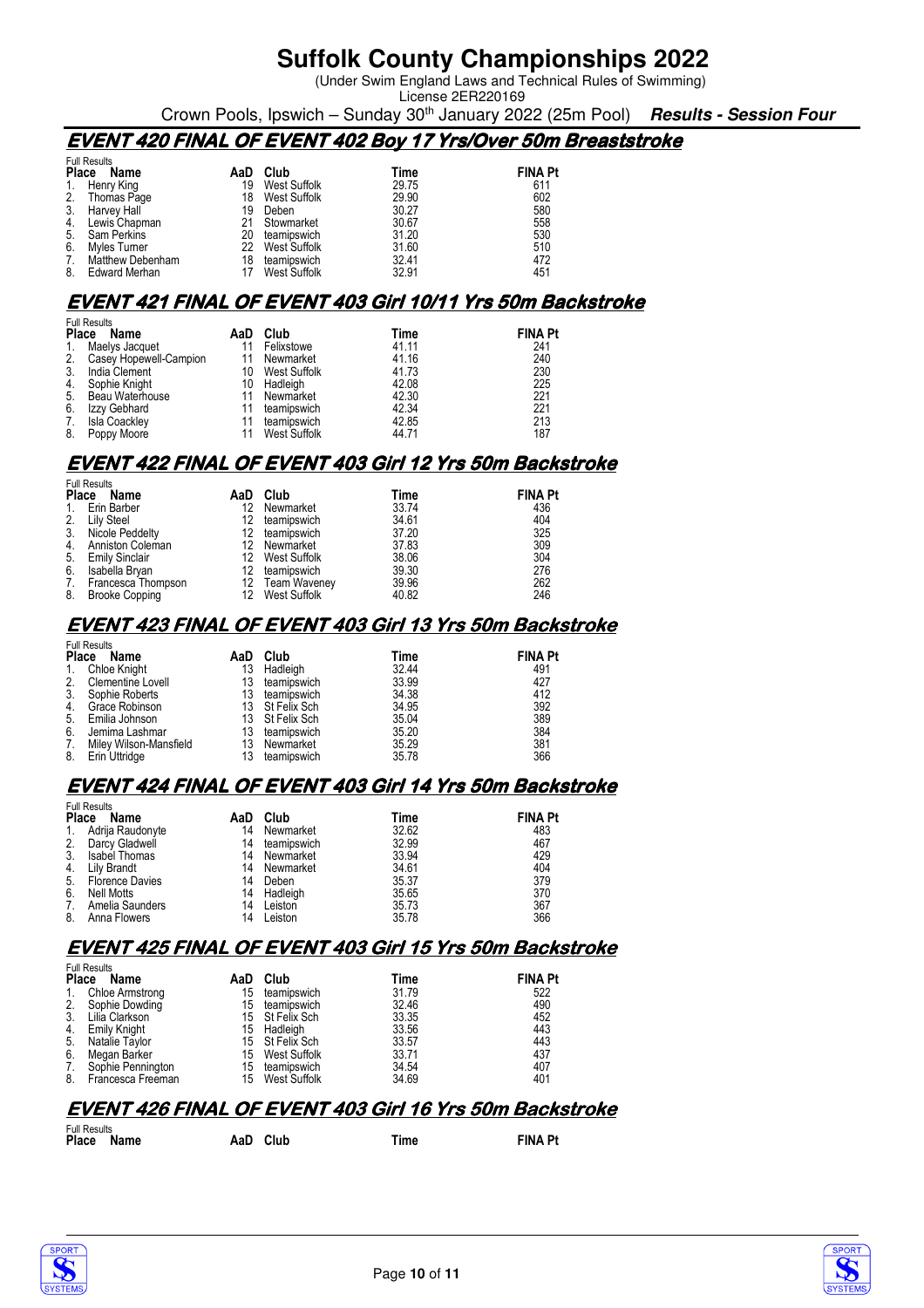# Suffolk County Championships 2022

(Under Swim England Laws and Technical Rules of Swimming)
License 2ER220169

Crown Pools, Ipswich – Sunday 30th January 2022 (25m Pool) ***Results - Session Four***

## EVENT 420 FINAL OF EVENT 402 Boy 17 Yrs/Over 50m Breaststroke

Full Results

| Place | Name | AaD | Club | Time | FINA Pt |
|---|---|---|---|---|---|
| 1. | Henry King | 19 | West Suffolk | 29.75 | 611 |
| 2. | Thomas Page | 18 | West Suffolk | 29.90 | 602 |
| 3. | Harvey Hall | 19 | Deben | 30.27 | 580 |
| 4. | Lewis Chapman | 21 | Stowmarket | 30.67 | 558 |
| 5. | Sam Perkins | 20 | teamipswich | 31.20 | 530 |
| 6. | Myles Turner | 22 | West Suffolk | 31.60 | 510 |
| 7. | Matthew Debenham | 18 | teamipswich | 32.41 | 472 |
| 8. | Edward Merhan | 17 | West Suffolk | 32.91 | 451 |

## EVENT 421 FINAL OF EVENT 403 Girl 10/11 Yrs 50m Backstroke

Full Results

| Place | Name | AaD | Club | Time | FINA Pt |
|---|---|---|---|---|---|
| 1. | Maelys Jacquet | 11 | Felixstowe | 41.11 | 241 |
| 2. | Casey Hopewell-Campion | 11 | Newmarket | 41.16 | 240 |
| 3. | India Clement | 10 | West Suffolk | 41.73 | 230 |
| 4. | Sophie Knight | 10 | Hadleigh | 42.08 | 225 |
| 5. | Beau Waterhouse | 11 | Newmarket | 42.30 | 221 |
| 6. | Izzy Gebhard | 11 | teamipswich | 42.34 | 221 |
| 7. | Isla Coackley | 11 | teamipswich | 42.85 | 213 |
| 8. | Poppy Moore | 11 | West Suffolk | 44.71 | 187 |

## EVENT 422 FINAL OF EVENT 403 Girl 12 Yrs 50m Backstroke

Full Results

| Place | Name | AaD | Club | Time | FINA Pt |
|---|---|---|---|---|---|
| 1. | Erin Barber | 12 | Newmarket | 33.74 | 436 |
| 2. | Lily Steel | 12 | teamipswich | 34.61 | 404 |
| 3. | Nicole Peddelty | 12 | teamipswich | 37.20 | 325 |
| 4. | Anniston Coleman | 12 | Newmarket | 37.83 | 309 |
| 5. | Emily Sinclair | 12 | West Suffolk | 38.06 | 304 |
| 6. | Isabella Bryan | 12 | teamipswich | 39.30 | 276 |
| 7. | Francesca Thompson | 12 | Team Waveney | 39.96 | 262 |
| 8. | Brooke Copping | 12 | West Suffolk | 40.82 | 246 |

## EVENT 423 FINAL OF EVENT 403 Girl 13 Yrs 50m Backstroke

Full Results

| Place | Name | AaD | Club | Time | FINA Pt |
|---|---|---|---|---|---|
| 1. | Chloe Knight | 13 | Hadleigh | 32.44 | 491 |
| 2. | Clementine Lovell | 13 | teamipswich | 33.99 | 427 |
| 3. | Sophie Roberts | 13 | teamipswich | 34.38 | 412 |
| 4. | Grace Robinson | 13 | St Felix Sch | 34.95 | 392 |
| 5. | Emilia Johnson | 13 | St Felix Sch | 35.04 | 389 |
| 6. | Jemima Lashmar | 13 | teamipswich | 35.20 | 384 |
| 7. | Miley Wilson-Mansfield | 13 | Newmarket | 35.29 | 381 |
| 8. | Erin Uttridge | 13 | teamipswich | 35.78 | 366 |

## EVENT 424 FINAL OF EVENT 403 Girl 14 Yrs 50m Backstroke

Full Results

| Place | Name | AaD | Club | Time | FINA Pt |
|---|---|---|---|---|---|
| 1. | Adrija Raudonyte | 14 | Newmarket | 32.62 | 483 |
| 2. | Darcy Gladwell | 14 | teamipswich | 32.99 | 467 |
| 3. | Isabel Thomas | 14 | Newmarket | 33.94 | 429 |
| 4. | Lily Brandt | 14 | Newmarket | 34.61 | 404 |
| 5. | Florence Davies | 14 | Deben | 35.37 | 379 |
| 6. | Nell Motts | 14 | Hadleigh | 35.65 | 370 |
| 7. | Amelia Saunders | 14 | Leiston | 35.73 | 367 |
| 8. | Anna Flowers | 14 | Leiston | 35.78 | 366 |

## EVENT 425 FINAL OF EVENT 403 Girl 15 Yrs 50m Backstroke

Full Results

| Place | Name | AaD | Club | Time | FINA Pt |
|---|---|---|---|---|---|
| 1. | Chloe Armstrong | 15 | teamipswich | 31.79 | 522 |
| 2. | Sophie Dowding | 15 | teamipswich | 32.46 | 490 |
| 3. | Lilia Clarkson | 15 | St Felix Sch | 33.35 | 452 |
| 4. | Emily Knight | 15 | Hadleigh | 33.56 | 443 |
| 5. | Natalie Taylor | 15 | St Felix Sch | 33.57 | 443 |
| 6. | Megan Barker | 15 | West Suffolk | 33.71 | 437 |
| 7. | Sophie Pennington | 15 | teamipswich | 34.54 | 407 |
| 8. | Francesca Freeman | 15 | West Suffolk | 34.69 | 401 |

## EVENT 426 FINAL OF EVENT 403 Girl 16 Yrs 50m Backstroke

Full Results

| Place | Name | AaD | Club | Time | FINA Pt |
|---|---|---|---|---|---|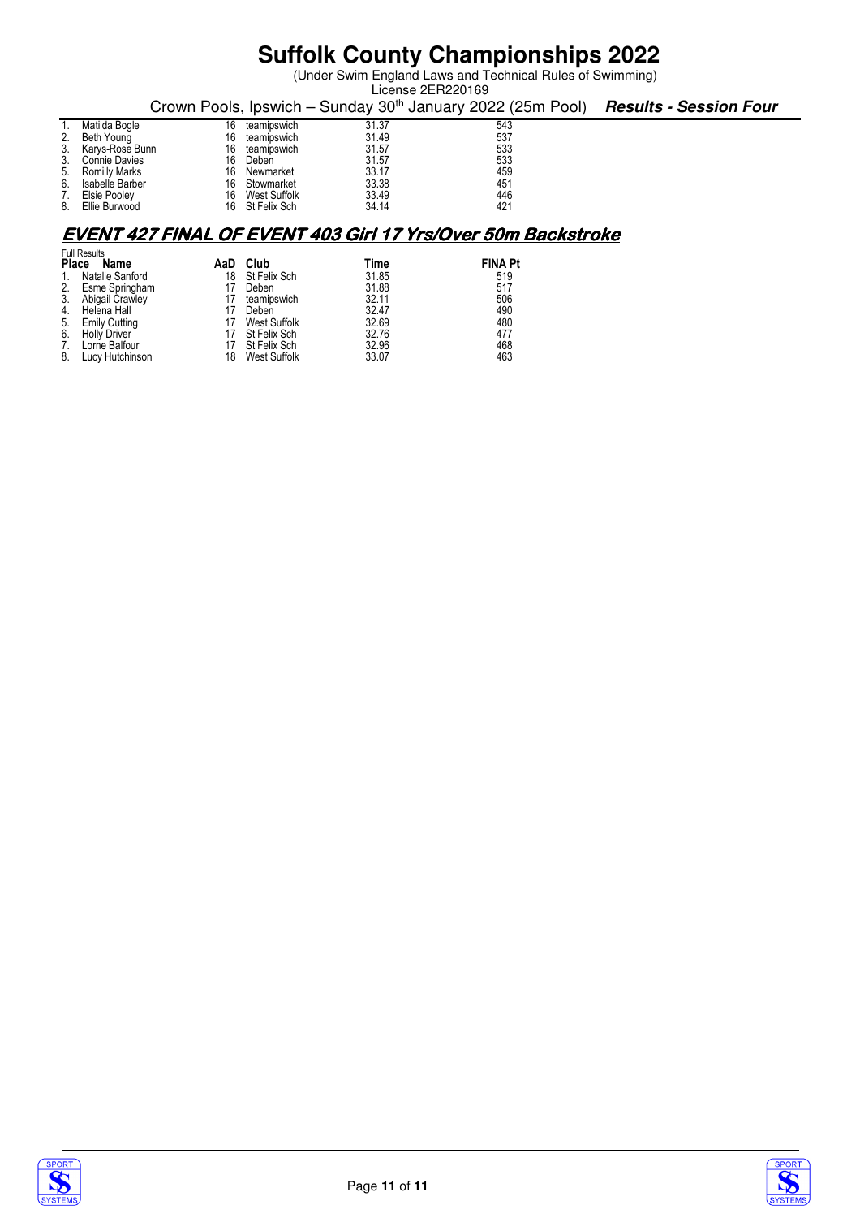# Suffolk County Championships 2022

(Under Swim England Laws and Technical Rules of Swimming)
License 2ER220169

Crown Pools, Ipswich – Sunday 30th January 2022 (25m Pool) ***Results - Session Four***

| | | | | | |
|---|---|---|---|---|---|
| 1. | Matilda Bogle | 16 | teamipswich | 31.37 | 543 |
| 2. | Beth Young | 16 | teamipswich | 31.49 | 537 |
| 3. | Karys-Rose Bunn | 16 | teamipswich | 31.57 | 533 |
| 3. | Connie Davies | 16 | Deben | 31.57 | 533 |
| 5. | Romilly Marks | 16 | Newmarket | 33.17 | 459 |
| 6. | Isabelle Barber | 16 | Stowmarket | 33.38 | 451 |
| 7. | Elsie Pooley | 16 | West Suffolk | 33.49 | 446 |
| 8. | Ellie Burwood | 16 | St Felix Sch | 34.14 | 421 |

## EVENT 427 FINAL OF EVENT 403 Girl 17 Yrs/Over 50m Backstroke

Full Results

| Place | Name | AaD | Club | Time | FINA Pt |
|---|---|---|---|---|---|
| 1. | Natalie Sanford | 18 | St Felix Sch | 31.85 | 519 |
| 2. | Esme Springham | 17 | Deben | 31.88 | 517 |
| 3. | Abigail Crawley | 17 | teamipswich | 32.11 | 506 |
| 4. | Helena Hall | 17 | Deben | 32.47 | 490 |
| 5. | Emily Cutting | 17 | West Suffolk | 32.69 | 480 |
| 6. | Holly Driver | 17 | St Felix Sch | 32.76 | 477 |
| 7. | Lorne Balfour | 17 | St Felix Sch | 32.96 | 468 |
| 8. | Lucy Hutchinson | 18 | West Suffolk | 33.07 | 463 |